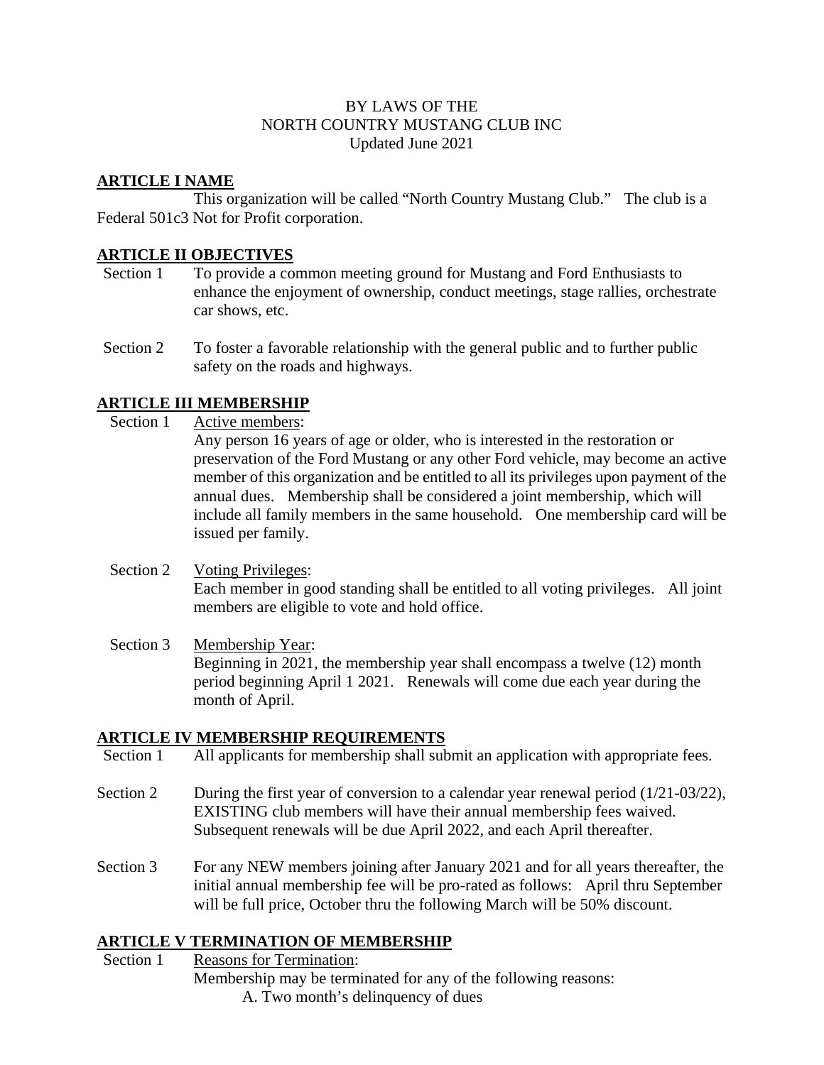# BY LAWS OF THE
# NORTH COUNTRY MUSTANG CLUB INC
Updated June 2021

## ARTICLE I NAME

This organization will be called "North Country Mustang Club." The club is a Federal 501c3 Not for Profit corporation.

## ARTICLE II OBJECTIVES

Section 1 To provide a common meeting ground for Mustang and Ford Enthusiasts to enhance the enjoyment of ownership, conduct meetings, stage rallies, orchestrate car shows, etc.

Section 2 To foster a favorable relationship with the general public and to further public safety on the roads and highways.

## ARTICLE III MEMBERSHIP

Section 1 Active members:
Any person 16 years of age or older, who is interested in the restoration or preservation of the Ford Mustang or any other Ford vehicle, may become an active member of this organization and be entitled to all its privileges upon payment of the annual dues. Membership shall be considered a joint membership, which will include all family members in the same household. One membership card will be issued per family.

Section 2 Voting Privileges:
Each member in good standing shall be entitled to all voting privileges. All joint members are eligible to vote and hold office.

Section 3 Membership Year:
Beginning in 2021, the membership year shall encompass a twelve (12) month period beginning April 1 2021. Renewals will come due each year during the month of April.

## ARTICLE IV MEMBERSHIP REQUIREMENTS

Section 1 All applicants for membership shall submit an application with appropriate fees.

Section 2 During the first year of conversion to a calendar year renewal period (1/21-03/22), EXISTING club members will have their annual membership fees waived. Subsequent renewals will be due April 2022, and each April thereafter.

Section 3 For any NEW members joining after January 2021 and for all years thereafter, the initial annual membership fee will be pro-rated as follows: April thru September will be full price, October thru the following March will be 50% discount.

## ARTICLE V TERMINATION OF MEMBERSHIP

Section 1 Reasons for Termination:
Membership may be terminated for any of the following reasons:

A. Two month's delinquency of dues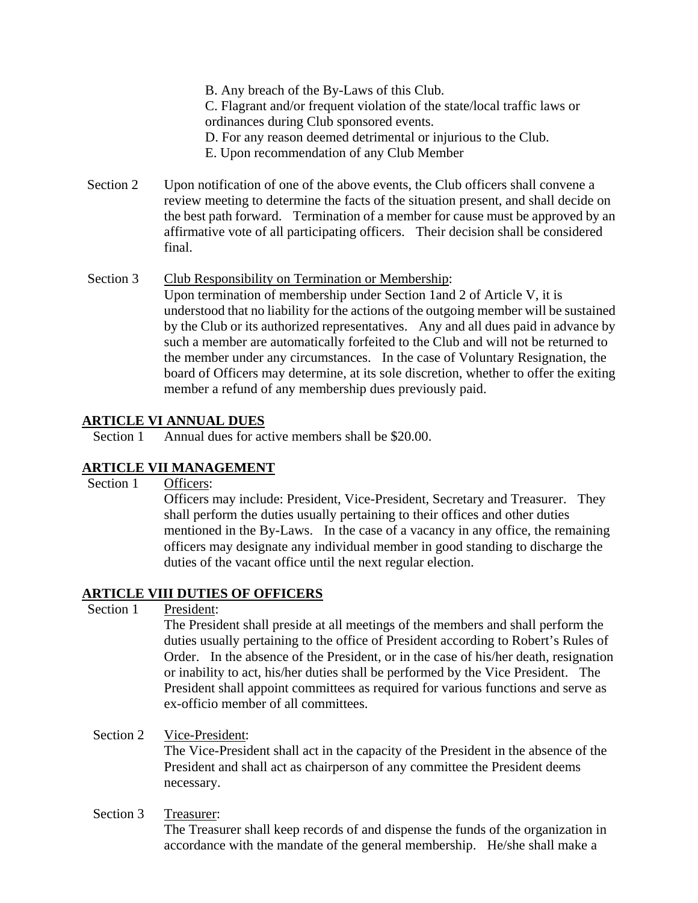B. Any breach of the By-Laws of this Club.

C. Flagrant and/or frequent violation of the state/local traffic laws or ordinances during Club sponsored events.

D. For any reason deemed detrimental or injurious to the Club.

E. Upon recommendation of any Club Member

Section 2 Upon notification of one of the above events, the Club officers shall convene a review meeting to determine the facts of the situation present, and shall decide on the best path forward. Termination of a member for cause must be approved by an affirmative vote of all participating officers. Their decision shall be considered final.

Section 3 Club Responsibility on Termination or Membership:
Upon termination of membership under Section 1and 2 of Article V, it is understood that no liability for the actions of the outgoing member will be sustained by the Club or its authorized representatives. Any and all dues paid in advance by such a member are automatically forfeited to the Club and will not be returned to the member under any circumstances. In the case of Voluntary Resignation, the board of Officers may determine, at its sole discretion, whether to offer the exiting member a refund of any membership dues previously paid.

## ARTICLE VI ANNUAL DUES

Section 1 Annual dues for active members shall be $20.00.

## ARTICLE VII MANAGEMENT

Section 1 Officers:
Officers may include: President, Vice-President, Secretary and Treasurer. They shall perform the duties usually pertaining to their offices and other duties mentioned in the By-Laws. In the case of a vacancy in any office, the remaining officers may designate any individual member in good standing to discharge the duties of the vacant office until the next regular election.

## ARTICLE VIII DUTIES OF OFFICERS

Section 1 President:
The President shall preside at all meetings of the members and shall perform the duties usually pertaining to the office of President according to Robert's Rules of Order. In the absence of the President, or in the case of his/her death, resignation or inability to act, his/her duties shall be performed by the Vice President. The President shall appoint committees as required for various functions and serve as ex-officio member of all committees.

Section 2 Vice-President:
The Vice-President shall act in the capacity of the President in the absence of the President and shall act as chairperson of any committee the President deems necessary.

Section 3 Treasurer:
The Treasurer shall keep records of and dispense the funds of the organization in accordance with the mandate of the general membership. He/she shall make a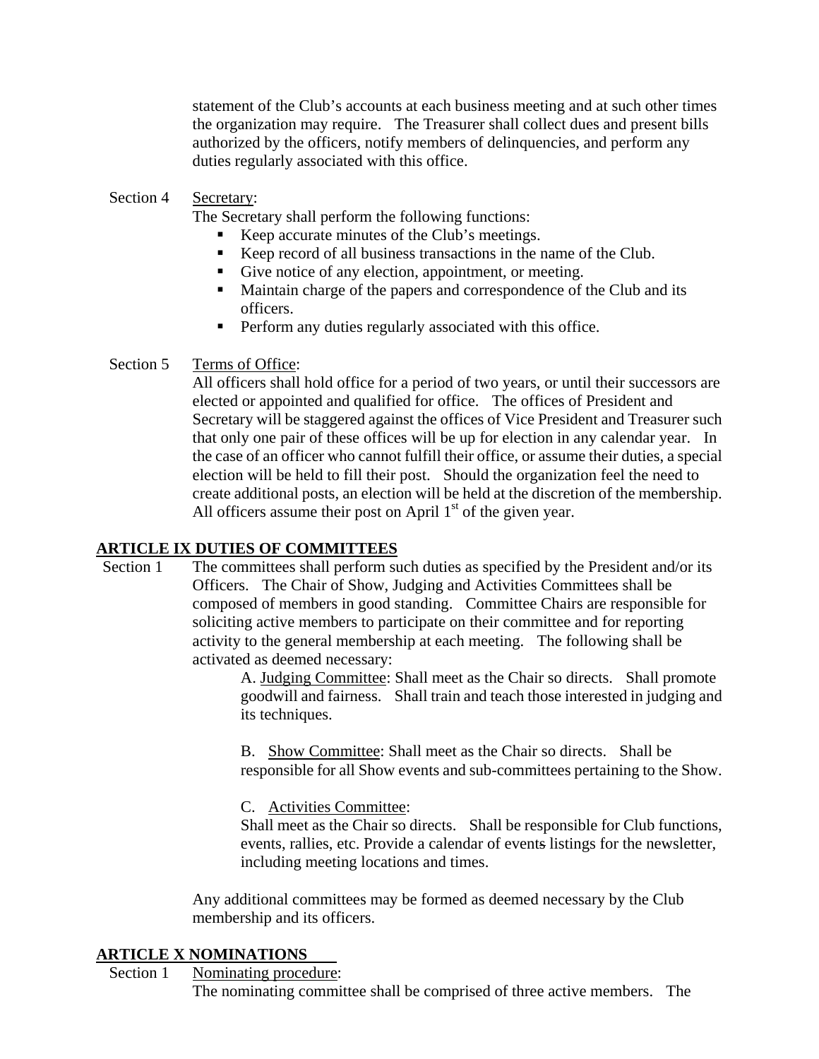statement of the Club's accounts at each business meeting and at such other times the organization may require. The Treasurer shall collect dues and present bills authorized by the officers, notify members of delinquencies, and perform any duties regularly associated with this office.

Section 4 Secretary:

The Secretary shall perform the following functions:

- Keep accurate minutes of the Club's meetings.
- Keep record of all business transactions in the name of the Club.
- Give notice of any election, appointment, or meeting.
- Maintain charge of the papers and correspondence of the Club and its officers.
- Perform any duties regularly associated with this office.

Section 5 Terms of Office:

All officers shall hold office for a period of two years, or until their successors are elected or appointed and qualified for office. The offices of President and Secretary will be staggered against the offices of Vice President and Treasurer such that only one pair of these offices will be up for election in any calendar year. In the case of an officer who cannot fulfill their office, or assume their duties, a special election will be held to fill their post. Should the organization feel the need to create additional posts, an election will be held at the discretion of the membership. All officers assume their post on April 1st of the given year.

## ARTICLE IX DUTIES OF COMMITTEES

Section 1 The committees shall perform such duties as specified by the President and/or its Officers. The Chair of Show, Judging and Activities Committees shall be composed of members in good standing. Committee Chairs are responsible for soliciting active members to participate on their committee and for reporting activity to the general membership at each meeting. The following shall be activated as deemed necessary:

A. Judging Committee: Shall meet as the Chair so directs. Shall promote goodwill and fairness. Shall train and teach those interested in judging and its techniques.

B. Show Committee: Shall meet as the Chair so directs. Shall be responsible for all Show events and sub-committees pertaining to the Show.

C. Activities Committee:
Shall meet as the Chair so directs. Shall be responsible for Club functions, events, rallies, etc. Provide a calendar of events listings for the newsletter, including meeting locations and times.

Any additional committees may be formed as deemed necessary by the Club membership and its officers.

## ARTICLE X NOMINATIONS

Section 1 Nominating procedure:

The nominating committee shall be comprised of three active members. The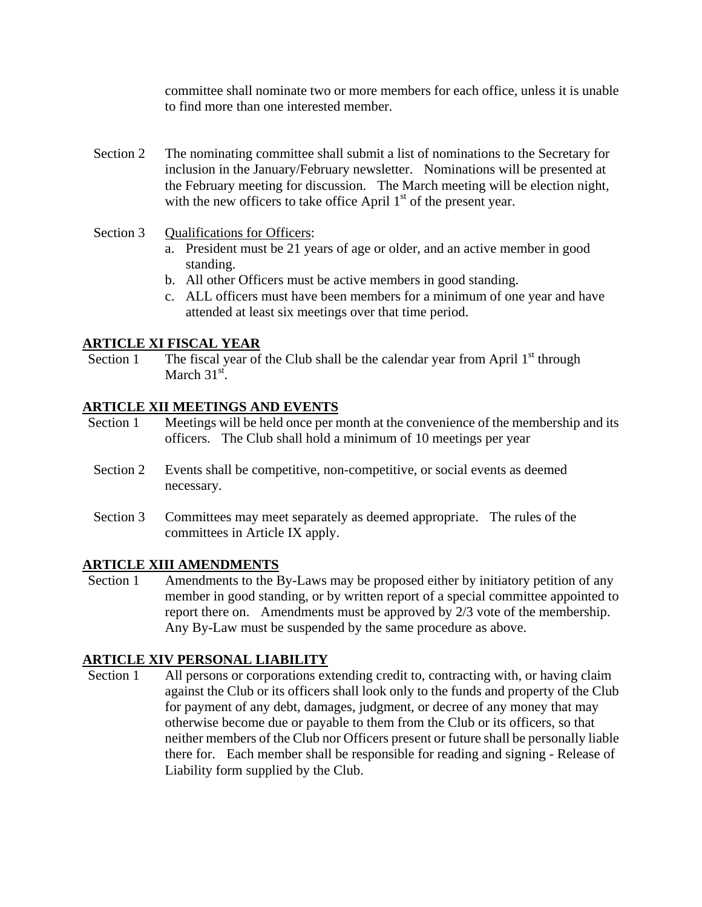committee shall nominate two or more members for each office, unless it is unable to find more than one interested member.

Section 2 The nominating committee shall submit a list of nominations to the Secretary for inclusion in the January/February newsletter. Nominations will be presented at the February meeting for discussion. The March meeting will be election night, with the new officers to take office April 1st of the present year.

Section 3 Qualifications for Officers:

a. President must be 21 years of age or older, and an active member in good standing.
b. All other Officers must be active members in good standing.
c. ALL officers must have been members for a minimum of one year and have attended at least six meetings over that time period.

## ARTICLE XI FISCAL YEAR

Section 1 The fiscal year of the Club shall be the calendar year from April 1st through March 31st.

## ARTICLE XII MEETINGS AND EVENTS

Section 1 Meetings will be held once per month at the convenience of the membership and its officers. The Club shall hold a minimum of 10 meetings per year

Section 2 Events shall be competitive, non-competitive, or social events as deemed necessary.

Section 3 Committees may meet separately as deemed appropriate. The rules of the committees in Article IX apply.

## ARTICLE XIII AMENDMENTS

Section 1 Amendments to the By-Laws may be proposed either by initiatory petition of any member in good standing, or by written report of a special committee appointed to report there on. Amendments must be approved by 2/3 vote of the membership. Any By-Law must be suspended by the same procedure as above.

## ARTICLE XIV PERSONAL LIABILITY

Section 1 All persons or corporations extending credit to, contracting with, or having claim against the Club or its officers shall look only to the funds and property of the Club for payment of any debt, damages, judgment, or decree of any money that may otherwise become due or payable to them from the Club or its officers, so that neither members of the Club nor Officers present or future shall be personally liable there for. Each member shall be responsible for reading and signing - Release of Liability form supplied by the Club.